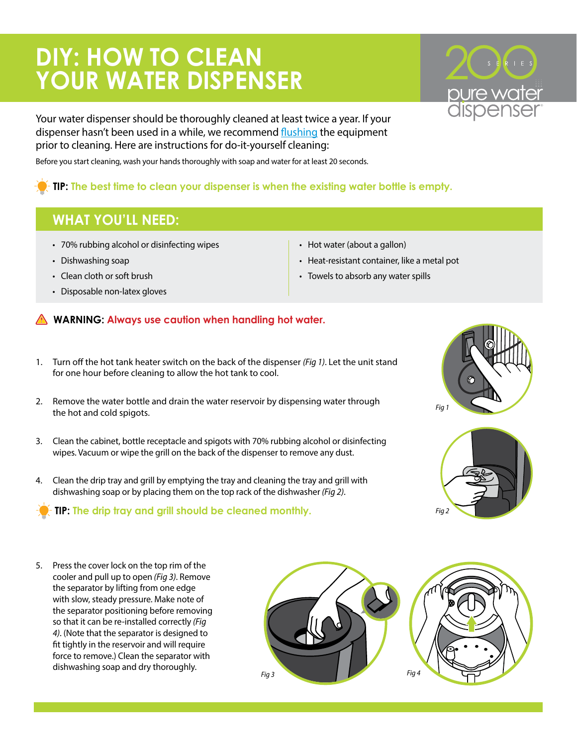# DIY: HOW TO CLEAN YOUR WATER DISPENSER

Your water dispenser should be thoroughly cleaned at least twice a year. If your dispenser hasn't been used in a while, we recommend flushing the equipment prior to cleaning. Here are instructions for do-it-yourself cleaning:

Before you start cleaning, wash your hands thoroughly with soap and water for at least 20 seconds.

**TIP:** The best time to clean your dispenser is when the existing water bottle is empty.

## WHAT YOU'LL NEED:

- 70% rubbing alcohol or disinfecting wipes
- Dishwashing soap
- Clean cloth or soft brush
- Disposable non-latex gloves
- Hot water (about a gallon)
- Heat-resistant container, like a metal pot
- Towels to absorb any water spills

**WARNING:** Always use caution when handling hot water.

1. Turn off the hot tank heater switch on the back of the dispenser *(Fig 1)*. Let the unit stand for one hour before cleaning to allow the hot tank to cool.

2. Remove the water bottle and drain the water reservoir by dispensing water through the hot and cold spigots.

3. Clean the cabinet, bottle receptacle and spigots with 70% rubbing alcohol or disinfecting wipes. Vacuum or wipe the grill on the back of the dispenser to remove any dust.

4. Clean the drip tray and grill by emptying the tray and cleaning the tray and grill with dishwashing soap or by placing them on the top rack of the dishwasher *(Fig 2)*.

**TIP:** The drip tray and grill should be cleaned monthly.

5. Press the cover lock on the top rim of the cooler and pull up to open *(Fig 3)*. Remove the separator by lifting from one edge with slow, steady pressure. Make note of the separator positioning before removing so that it can be re-installed correctly *(Fig 4)*. (Note that the separator is designed to fit tightly in the reservoir and will require force to remove.) Clean the separator with dishwashing soap and dry thoroughly.

*Fig 1*

*Fig 2*

*Fig 3*

*Fig 4*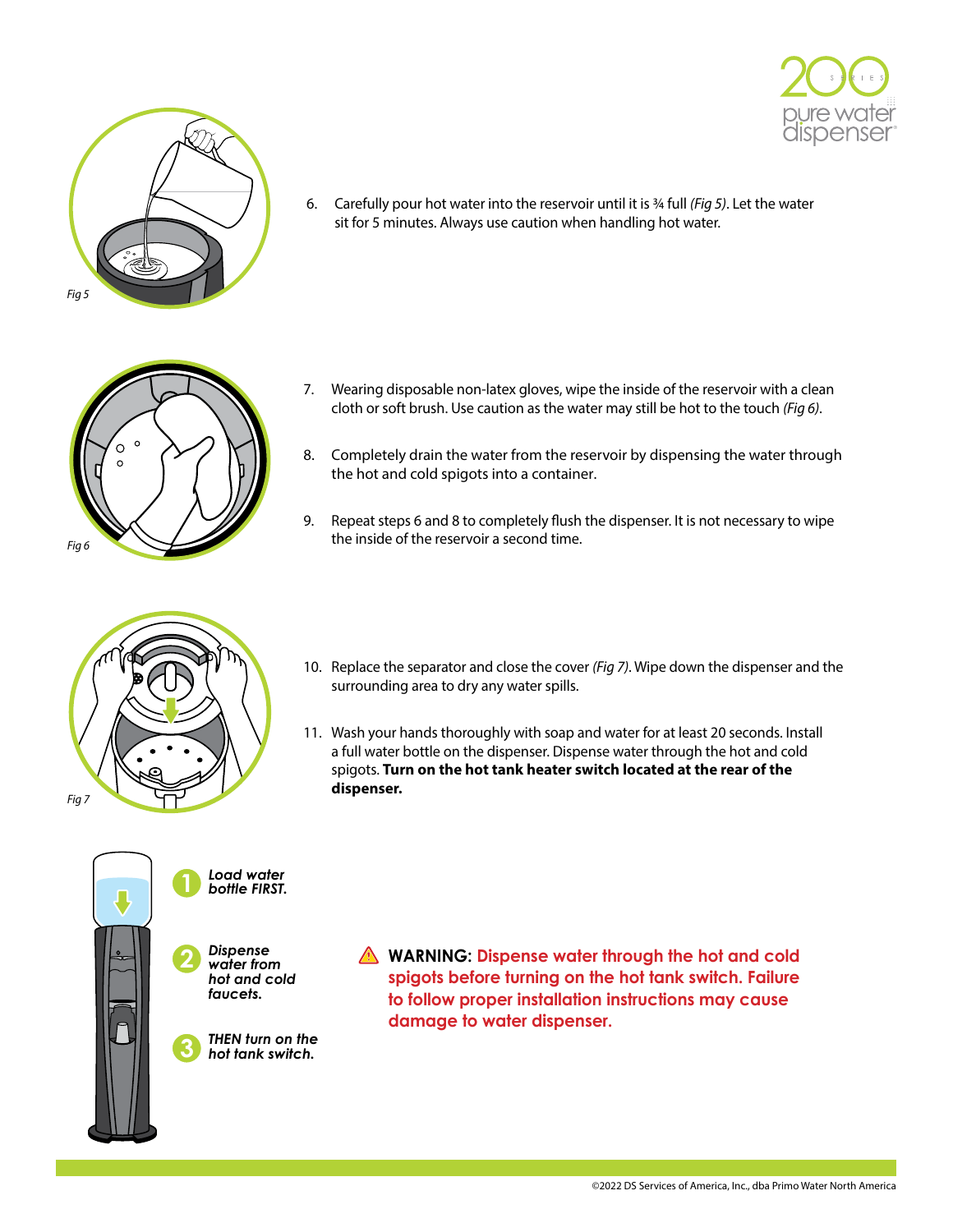Fig 5

6. Carefully pour hot water into the reservoir until it is ¾ full *(Fig 5)*. Let the water sit for 5 minutes. Always use caution when handling hot water.

Fig 6

7. Wearing disposable non-latex gloves, wipe the inside of the reservoir with a clean cloth or soft brush. Use caution as the water may still be hot to the touch *(Fig 6)*.

8. Completely drain the water from the reservoir by dispensing the water through the hot and cold spigots into a container.

9. Repeat steps 6 and 8 to completely flush the dispenser. It is not necessary to wipe the inside of the reservoir a second time.

Fig 7

10. Replace the separator and close the cover *(Fig 7)*. Wipe down the dispenser and the surrounding area to dry any water spills.

11. Wash your hands thoroughly with soap and water for at least 20 seconds. Install a full water bottle on the dispenser. Dispense water through the hot and cold spigots. **Turn on the hot tank heater switch located at the rear of the dispenser.**

1. ***Load water bottle FIRST.***
2. ***Dispense water from hot and cold faucets.***
3. ***THEN turn on the hot tank switch.***

⚠ **WARNING: Dispense water through the hot and cold spigots before turning on the hot tank switch. Failure to follow proper installation instructions may cause damage to water dispenser.**

©2022 DS Services of America, Inc., dba Primo Water North America